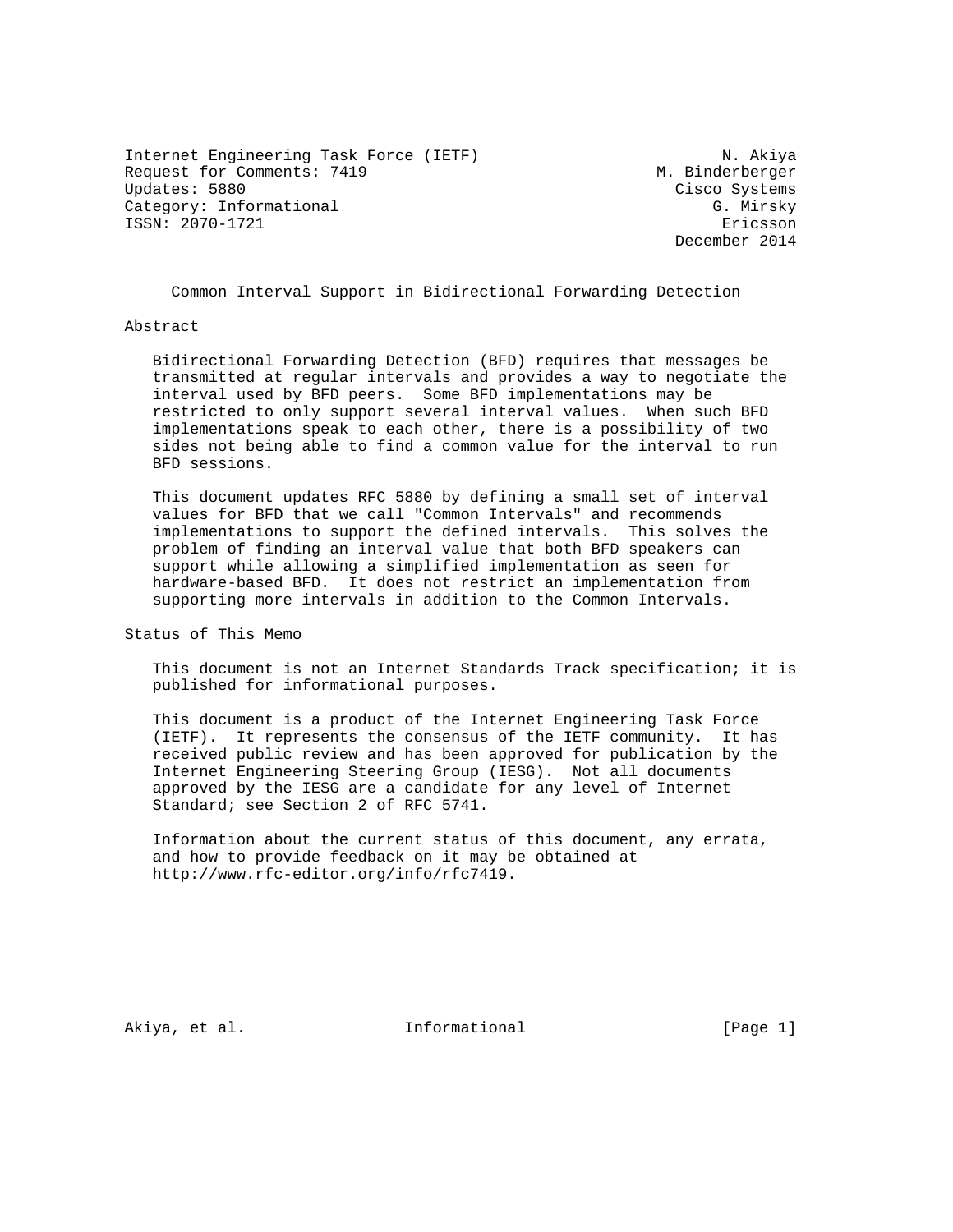Internet Engineering Task Force (IETF) N. Akiya
Request for Comments: 7419 M. Binderberger
Updates: 5880 Cisco Systems
Category: Informational G. Mirsky
ISSN: 2070-1721 Ericsson
December 2014

# Common Interval Support in Bidirectional Forwarding Detection

## Abstract

Bidirectional Forwarding Detection (BFD) requires that messages be transmitted at regular intervals and provides a way to negotiate the interval used by BFD peers. Some BFD implementations may be restricted to only support several interval values. When such BFD implementations speak to each other, there is a possibility of two sides not being able to find a common value for the interval to run BFD sessions.

This document updates RFC 5880 by defining a small set of interval values for BFD that we call "Common Intervals" and recommends implementations to support the defined intervals. This solves the problem of finding an interval value that both BFD speakers can support while allowing a simplified implementation as seen for hardware-based BFD. It does not restrict an implementation from supporting more intervals in addition to the Common Intervals.

## Status of This Memo

This document is not an Internet Standards Track specification; it is published for informational purposes.

This document is a product of the Internet Engineering Task Force (IETF). It represents the consensus of the IETF community. It has received public review and has been approved for publication by the Internet Engineering Steering Group (IESG). Not all documents approved by the IESG are a candidate for any level of Internet Standard; see Section 2 of RFC 5741.

Information about the current status of this document, any errata, and how to provide feedback on it may be obtained at http://www.rfc-editor.org/info/rfc7419.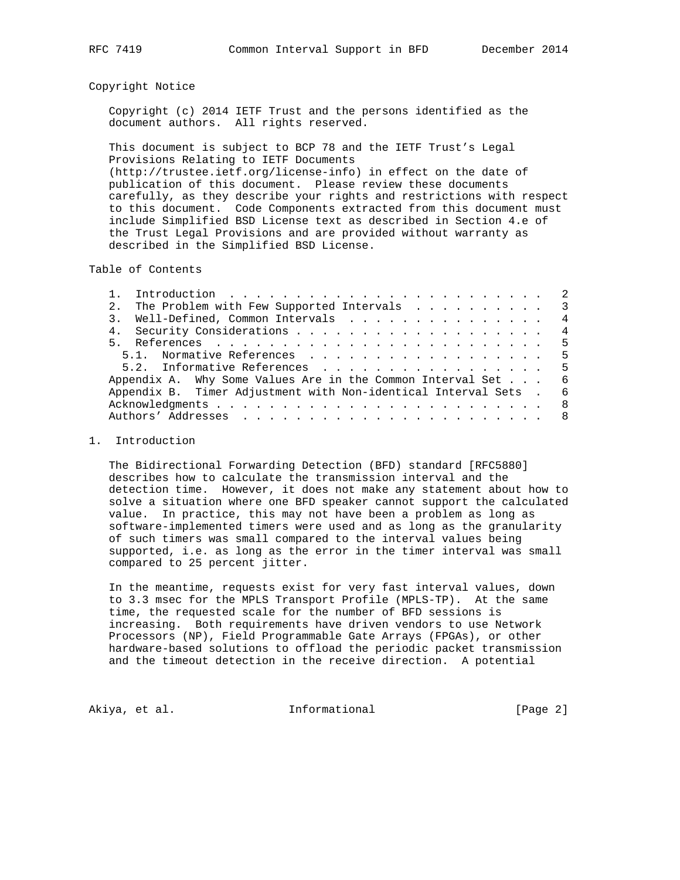## Copyright Notice

Copyright (c) 2014 IETF Trust and the persons identified as the document authors. All rights reserved.

This document is subject to BCP 78 and the IETF Trust's Legal Provisions Relating to IETF Documents (http://trustee.ietf.org/license-info) in effect on the date of publication of this document. Please review these documents carefully, as they describe your rights and restrictions with respect to this document. Code Components extracted from this document must include Simplified BSD License text as described in Section 4.e of the Trust Legal Provisions and are provided without warranty as described in the Simplified BSD License.

## Table of Contents

```
   1.  Introduction . . . . . . . . . . . . . . . . . . . . . . . .   2
   2.  The Problem with Few Supported Intervals . . . . . . . . . .   3
   3.  Well-Defined, Common Intervals . . . . . . . . . . . . . . .   4
   4.  Security Considerations . . . . . . . . . . . . . . . . . . .   4
   5.  References . . . . . . . . . . . . . . . . . . . . . . . . .   5
     5.1.  Normative References . . . . . . . . . . . . . . . . . .   5
     5.2.  Informative References . . . . . . . . . . . . . . . . .   5
   Appendix A.  Why Some Values Are in the Common Interval Set . . .   6
   Appendix B.  Timer Adjustment with Non-identical Interval Sets  .   6
   Acknowledgments . . . . . . . . . . . . . . . . . . . . . . . . .   8
   Authors' Addresses  . . . . . . . . . . . . . . . . . . . . . . .   8
```

## 1. Introduction

The Bidirectional Forwarding Detection (BFD) standard [RFC5880] describes how to calculate the transmission interval and the detection time. However, it does not make any statement about how to solve a situation where one BFD speaker cannot support the calculated value. In practice, this may not have been a problem as long as software-implemented timers were used and as long as the granularity of such timers was small compared to the interval values being supported, i.e. as long as the error in the timer interval was small compared to 25 percent jitter.

In the meantime, requests exist for very fast interval values, down to 3.3 msec for the MPLS Transport Profile (MPLS-TP). At the same time, the requested scale for the number of BFD sessions is increasing. Both requirements have driven vendors to use Network Processors (NP), Field Programmable Gate Arrays (FPGAs), or other hardware-based solutions to offload the periodic packet transmission and the timeout detection in the receive direction. A potential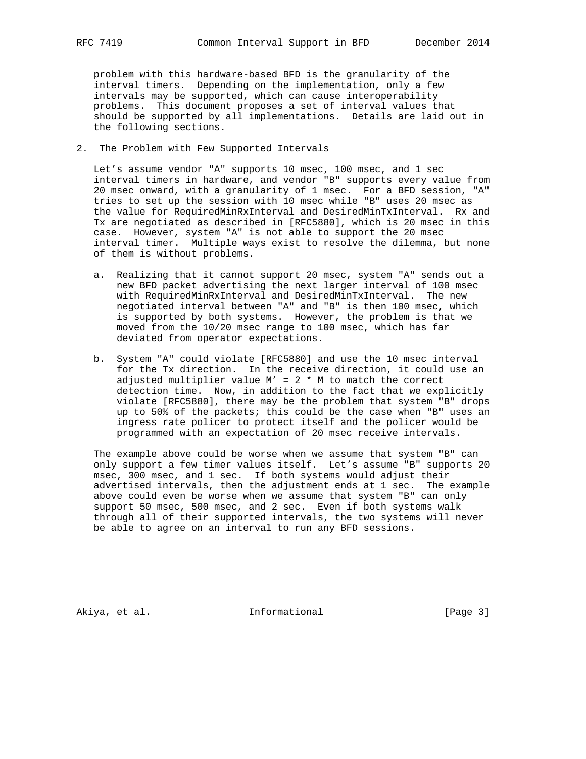problem with this hardware-based BFD is the granularity of the interval timers. Depending on the implementation, only a few intervals may be supported, which can cause interoperability problems. This document proposes a set of interval values that should be supported by all implementations. Details are laid out in the following sections.

## 2. The Problem with Few Supported Intervals

Let's assume vendor "A" supports 10 msec, 100 msec, and 1 sec interval timers in hardware, and vendor "B" supports every value from 20 msec onward, with a granularity of 1 msec. For a BFD session, "A" tries to set up the session with 10 msec while "B" uses 20 msec as the value for RequiredMinRxInterval and DesiredMinTxInterval. Rx and Tx are negotiated as described in [RFC5880], which is 20 msec in this case. However, system "A" is not able to support the 20 msec interval timer. Multiple ways exist to resolve the dilemma, but none of them is without problems.

a. Realizing that it cannot support 20 msec, system "A" sends out a new BFD packet advertising the next larger interval of 100 msec with RequiredMinRxInterval and DesiredMinTxInterval. The new negotiated interval between "A" and "B" is then 100 msec, which is supported by both systems. However, the problem is that we moved from the 10/20 msec range to 100 msec, which has far deviated from operator expectations.

b. System "A" could violate [RFC5880] and use the 10 msec interval for the Tx direction. In the receive direction, it could use an adjusted multiplier value $M' = 2 * M$ to match the correct detection time. Now, in addition to the fact that we explicitly violate [RFC5880], there may be the problem that system "B" drops up to 50% of the packets; this could be the case when "B" uses an ingress rate policer to protect itself and the policer would be programmed with an expectation of 20 msec receive intervals.

The example above could be worse when we assume that system "B" can only support a few timer values itself. Let's assume "B" supports 20 msec, 300 msec, and 1 sec. If both systems would adjust their advertised intervals, then the adjustment ends at 1 sec. The example above could even be worse when we assume that system "B" can only support 50 msec, 500 msec, and 2 sec. Even if both systems walk through all of their supported intervals, the two systems will never be able to agree on an interval to run any BFD sessions.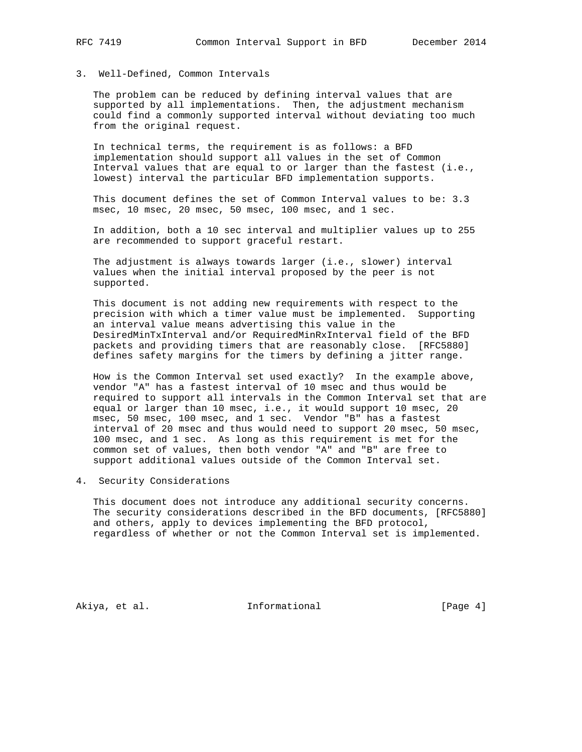## 3. Well-Defined, Common Intervals

The problem can be reduced by defining interval values that are supported by all implementations. Then, the adjustment mechanism could find a commonly supported interval without deviating too much from the original request.

In technical terms, the requirement is as follows: a BFD implementation should support all values in the set of Common Interval values that are equal to or larger than the fastest (i.e., lowest) interval the particular BFD implementation supports.

This document defines the set of Common Interval values to be: 3.3 msec, 10 msec, 20 msec, 50 msec, 100 msec, and 1 sec.

In addition, both a 10 sec interval and multiplier values up to 255 are recommended to support graceful restart.

The adjustment is always towards larger (i.e., slower) interval values when the initial interval proposed by the peer is not supported.

This document is not adding new requirements with respect to the precision with which a timer value must be implemented. Supporting an interval value means advertising this value in the DesiredMinTxInterval and/or RequiredMinRxInterval field of the BFD packets and providing timers that are reasonably close. [RFC5880] defines safety margins for the timers by defining a jitter range.

How is the Common Interval set used exactly? In the example above, vendor "A" has a fastest interval of 10 msec and thus would be required to support all intervals in the Common Interval set that are equal or larger than 10 msec, i.e., it would support 10 msec, 20 msec, 50 msec, 100 msec, and 1 sec. Vendor "B" has a fastest interval of 20 msec and thus would need to support 20 msec, 50 msec, 100 msec, and 1 sec. As long as this requirement is met for the common set of values, then both vendor "A" and "B" are free to support additional values outside of the Common Interval set.

## 4. Security Considerations

This document does not introduce any additional security concerns. The security considerations described in the BFD documents, [RFC5880] and others, apply to devices implementing the BFD protocol, regardless of whether or not the Common Interval set is implemented.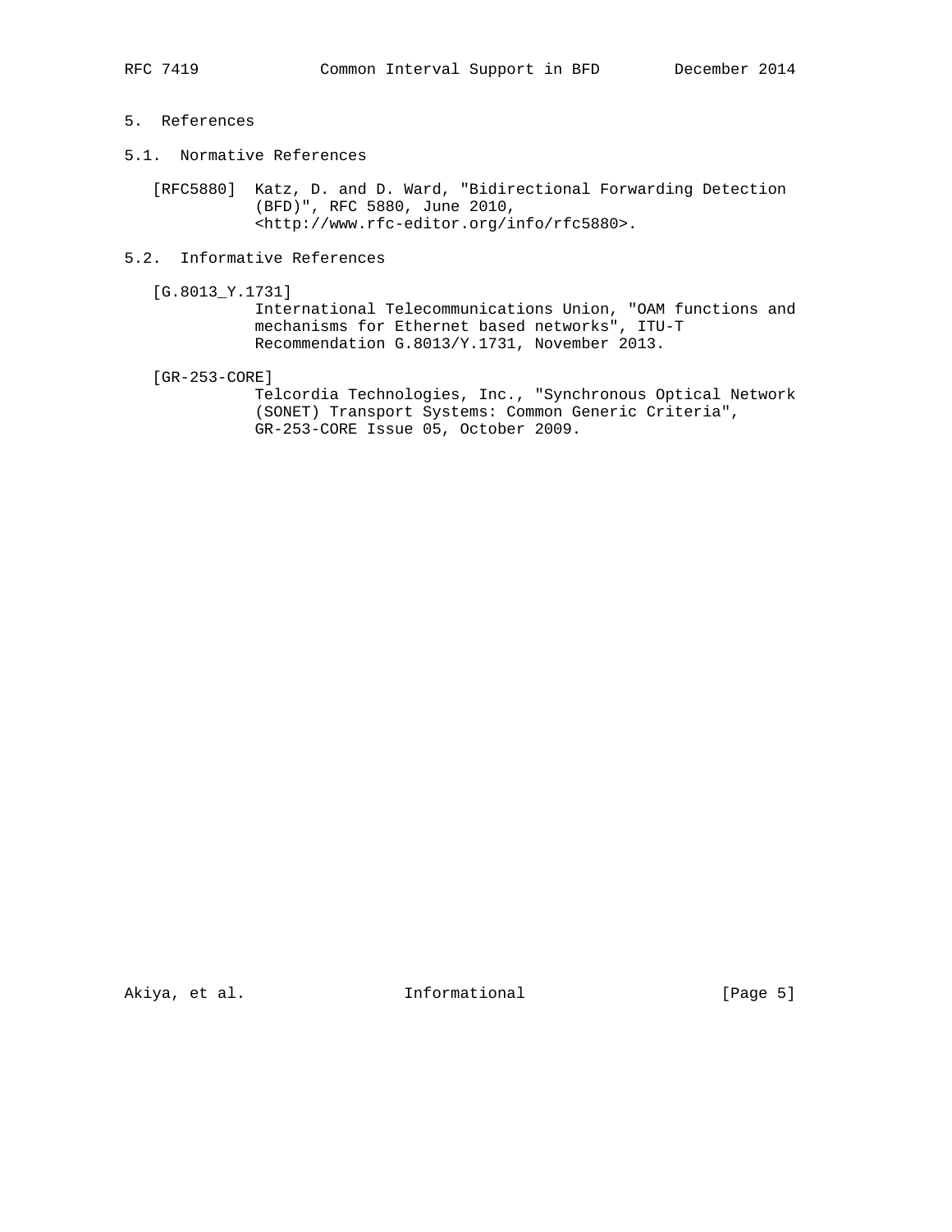# 5. References

## 5.1. Normative References

[RFC5880] Katz, D. and D. Ward, "Bidirectional Forwarding Detection (BFD)", RFC 5880, June 2010, <http://www.rfc-editor.org/info/rfc5880>.

## 5.2. Informative References

[G.8013_Y.1731] International Telecommunications Union, "OAM functions and mechanisms for Ethernet based networks", ITU-T Recommendation G.8013/Y.1731, November 2013.

[GR-253-CORE] Telcordia Technologies, Inc., "Synchronous Optical Network (SONET) Transport Systems: Common Generic Criteria", GR-253-CORE Issue 05, October 2009.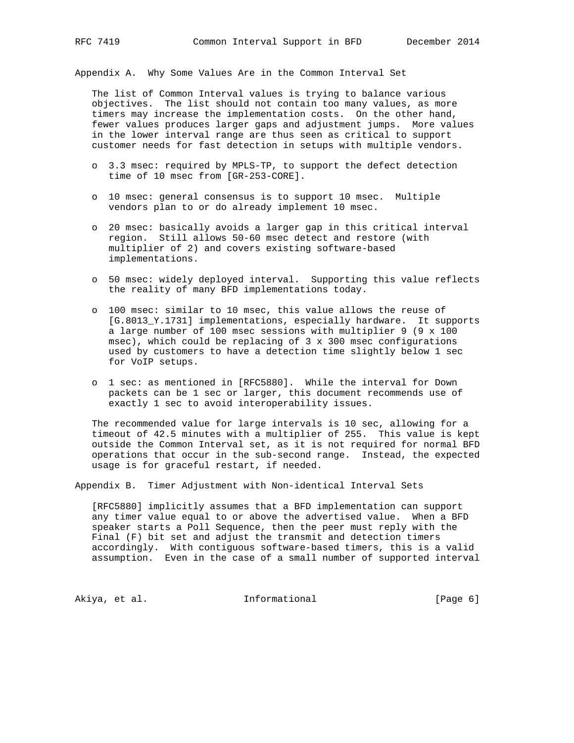## Appendix A. Why Some Values Are in the Common Interval Set

The list of Common Interval values is trying to balance various objectives. The list should not contain too many values, as more timers may increase the implementation costs. On the other hand, fewer values produces larger gaps and adjustment jumps. More values in the lower interval range are thus seen as critical to support customer needs for fast detection in setups with multiple vendors.

- 3.3 msec: required by MPLS-TP, to support the defect detection time of 10 msec from [GR-253-CORE].
- 10 msec: general consensus is to support 10 msec. Multiple vendors plan to or do already implement 10 msec.
- 20 msec: basically avoids a larger gap in this critical interval region. Still allows 50-60 msec detect and restore (with multiplier of 2) and covers existing software-based implementations.
- 50 msec: widely deployed interval. Supporting this value reflects the reality of many BFD implementations today.
- 100 msec: similar to 10 msec, this value allows the reuse of [G.8013_Y.1731] implementations, especially hardware. It supports a large number of 100 msec sessions with multiplier 9 (9 x 100 msec), which could be replacing of 3 x 300 msec configurations used by customers to have a detection time slightly below 1 sec for VoIP setups.
- 1 sec: as mentioned in [RFC5880]. While the interval for Down packets can be 1 sec or larger, this document recommends use of exactly 1 sec to avoid interoperability issues.

The recommended value for large intervals is 10 sec, allowing for a timeout of 42.5 minutes with a multiplier of 255. This value is kept outside the Common Interval set, as it is not required for normal BFD operations that occur in the sub-second range. Instead, the expected usage is for graceful restart, if needed.

## Appendix B. Timer Adjustment with Non-identical Interval Sets

[RFC5880] implicitly assumes that a BFD implementation can support any timer value equal to or above the advertised value. When a BFD speaker starts a Poll Sequence, then the peer must reply with the Final (F) bit set and adjust the transmit and detection timers accordingly. With contiguous software-based timers, this is a valid assumption. Even in the case of a small number of supported interval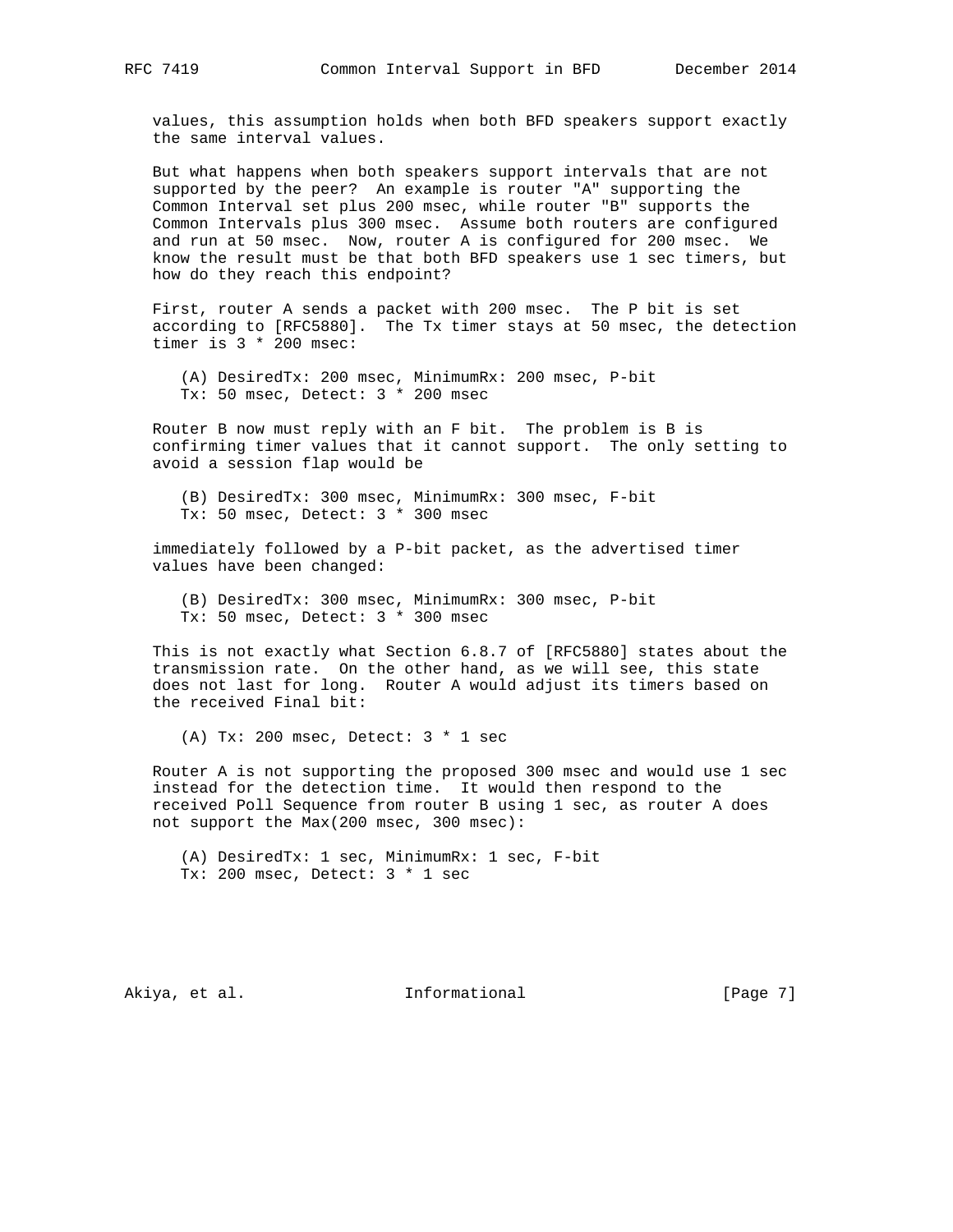values, this assumption holds when both BFD speakers support exactly the same interval values.

But what happens when both speakers support intervals that are not supported by the peer? An example is router "A" supporting the Common Interval set plus 200 msec, while router "B" supports the Common Intervals plus 300 msec. Assume both routers are configured and run at 50 msec. Now, router A is configured for 200 msec. We know the result must be that both BFD speakers use 1 sec timers, but how do they reach this endpoint?

First, router A sends a packet with 200 msec. The P bit is set according to [RFC5880]. The Tx timer stays at 50 msec, the detection timer is 3 * 200 msec:

```
(A) DesiredTx: 200 msec, MinimumRx: 200 msec, P-bit
Tx: 50 msec, Detect: 3 * 200 msec
```

Router B now must reply with an F bit. The problem is B is confirming timer values that it cannot support. The only setting to avoid a session flap would be

```
(B) DesiredTx: 300 msec, MinimumRx: 300 msec, F-bit
Tx: 50 msec, Detect: 3 * 300 msec
```

immediately followed by a P-bit packet, as the advertised timer values have been changed:

```
(B) DesiredTx: 300 msec, MinimumRx: 300 msec, P-bit
Tx: 50 msec, Detect: 3 * 300 msec
```

This is not exactly what Section 6.8.7 of [RFC5880] states about the transmission rate. On the other hand, as we will see, this state does not last for long. Router A would adjust its timers based on the received Final bit:

```
(A) Tx: 200 msec, Detect: 3 * 1 sec
```

Router A is not supporting the proposed 300 msec and would use 1 sec instead for the detection time. It would then respond to the received Poll Sequence from router B using 1 sec, as router A does not support the Max(200 msec, 300 msec):

```
(A) DesiredTx: 1 sec, MinimumRx: 1 sec, F-bit
Tx: 200 msec, Detect: 3 * 1 sec
```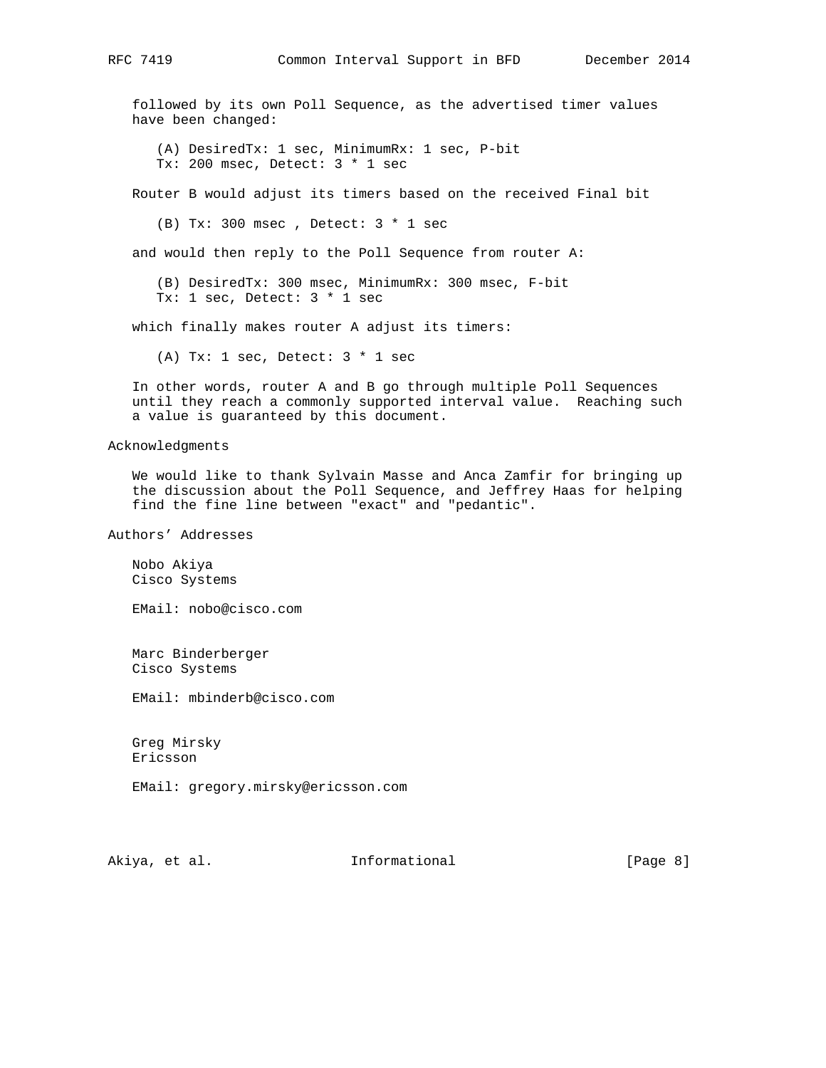followed by its own Poll Sequence, as the advertised timer values have been changed:

```
(A) DesiredTx: 1 sec, MinimumRx: 1 sec, P-bit
Tx: 200 msec, Detect: 3 * 1 sec
```

Router B would adjust its timers based on the received Final bit

```
(B) Tx: 300 msec , Detect: 3 * 1 sec
```

and would then reply to the Poll Sequence from router A:

```
(B) DesiredTx: 300 msec, MinimumRx: 300 msec, F-bit
Tx: 1 sec, Detect: 3 * 1 sec
```

which finally makes router A adjust its timers:

```
(A) Tx: 1 sec, Detect: 3 * 1 sec
```

In other words, router A and B go through multiple Poll Sequences until they reach a commonly supported interval value. Reaching such a value is guaranteed by this document.

## Acknowledgments

We would like to thank Sylvain Masse and Anca Zamfir for bringing up the discussion about the Poll Sequence, and Jeffrey Haas for helping find the fine line between "exact" and "pedantic".

## Authors' Addresses

Nobo Akiya
Cisco Systems

EMail: nobo@cisco.com

Marc Binderberger
Cisco Systems

EMail: mbinderb@cisco.com

Greg Mirsky
Ericsson

EMail: gregory.mirsky@ericsson.com